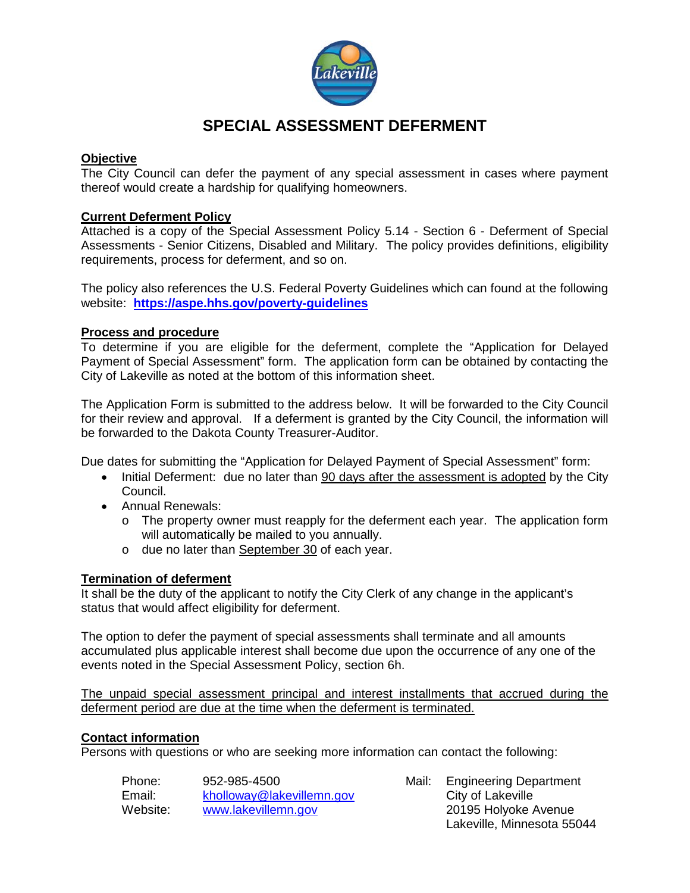# SPECIAL ASSESSMENT DEFERMENT

## Objective

The City Council can defer the payment of any special assessment in cases where payment thereof would create a hardship for qualifying homeowners.

## Current Deferment Policy

Attached is a copy of the Special Assessment Policy 5.14 - Section 6 - Deferment of Special Assessments - Senior Citizens, Disabled and Military. The policy provides definitions, eligibility requirements, process for deferment, and so on.

The policy also references the U.S. Federal Poverty Guidelines which can found at the following website: **https://aspe.hhs.gov/poverty-guidelines**

## Process and procedure

To determine if you are eligible for the deferment, complete the "Application for Delayed Payment of Special Assessment" form. The application form can be obtained by contacting the City of Lakeville as noted at the bottom of this information sheet.

The Application Form is submitted to the address below. It will be forwarded to the City Council for their review and approval. If a deferment is granted by the City Council, the information will be forwarded to the Dakota County Treasurer-Auditor.

Due dates for submitting the "Application for Delayed Payment of Special Assessment" form:

- Initial Deferment: due no later than 90 days after the assessment is adopted by the City Council.
- Annual Renewals:
  - The property owner must reapply for the deferment each year. The application form will automatically be mailed to you annually.
  - due no later than September 30 of each year.

## Termination of deferment

It shall be the duty of the applicant to notify the City Clerk of any change in the applicant's status that would affect eligibility for deferment.

The option to defer the payment of special assessments shall terminate and all amounts accumulated plus applicable interest shall become due upon the occurrence of any one of the events noted in the Special Assessment Policy, section 6h.

The unpaid special assessment principal and interest installments that accrued during the deferment period are due at the time when the deferment is terminated.

## Contact information

Persons with questions or who are seeking more information can contact the following:

Phone: 952-985-4500
Email: kholloway@lakevillemn.gov
Website: www.lakevillemn.gov

Mail: Engineering Department
City of Lakeville
20195 Holyoke Avenue
Lakeville, Minnesota 55044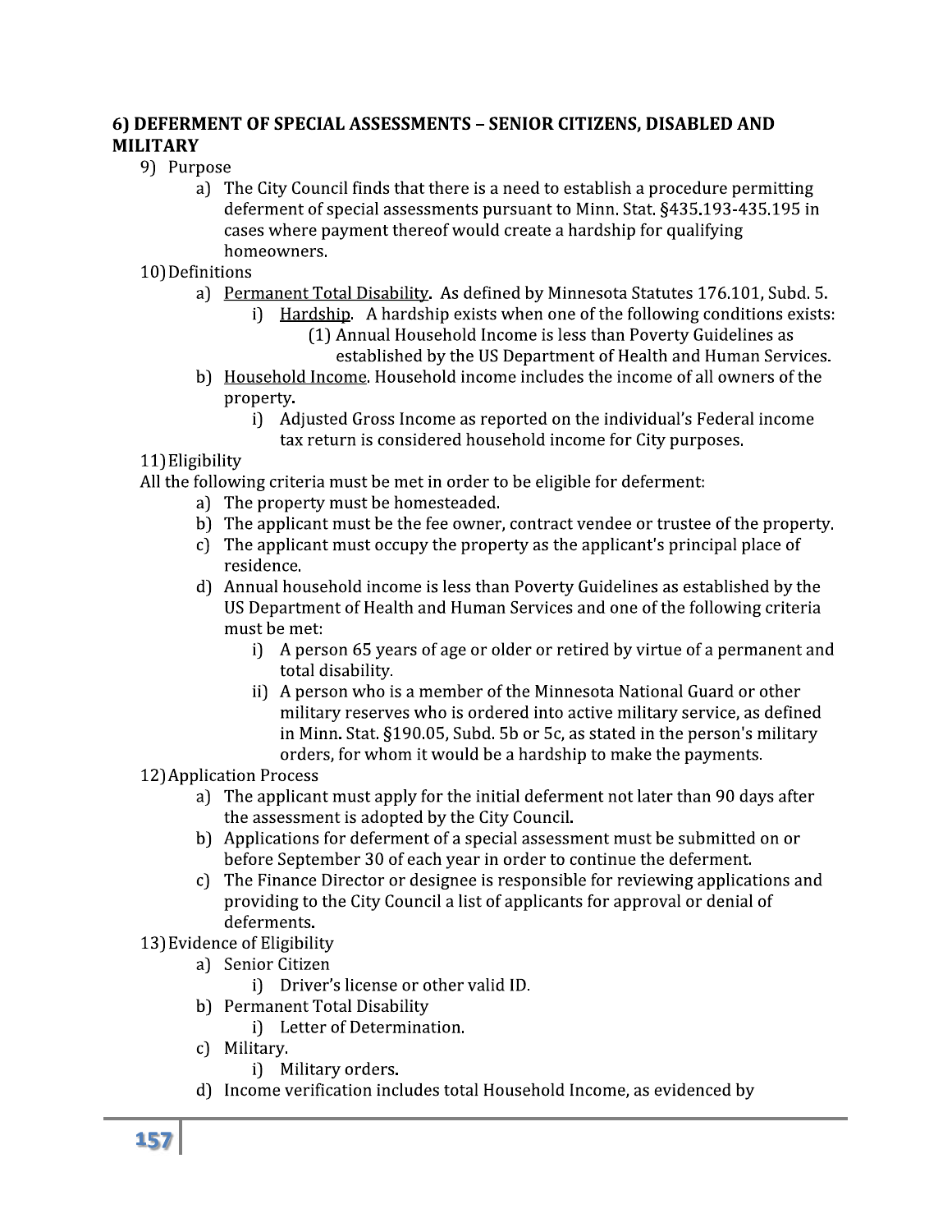## 6) DEFERMENT OF SPECIAL ASSESSMENTS – SENIOR CITIZENS, DISABLED AND MILITARY

9) Purpose

   a) The City Council finds that there is a need to establish a procedure permitting deferment of special assessments pursuant to Minn. Stat. §435.193-435.195 in cases where payment thereof would create a hardship for qualifying homeowners.

10) Definitions

   a) Permanent Total Disability. As defined by Minnesota Statutes 176.101, Subd. 5.

      i) Hardship. A hardship exists when one of the following conditions exists:

         (1) Annual Household Income is less than Poverty Guidelines as established by the US Department of Health and Human Services.

   b) Household Income. Household income includes the income of all owners of the property.

      i) Adjusted Gross Income as reported on the individual's Federal income tax return is considered household income for City purposes.

11) Eligibility

All the following criteria must be met in order to be eligible for deferment:

   a) The property must be homesteaded.

   b) The applicant must be the fee owner, contract vendee or trustee of the property.

   c) The applicant must occupy the property as the applicant's principal place of residence.

   d) Annual household income is less than Poverty Guidelines as established by the US Department of Health and Human Services and one of the following criteria must be met:

      i) A person 65 years of age or older or retired by virtue of a permanent and total disability.

      ii) A person who is a member of the Minnesota National Guard or other military reserves who is ordered into active military service, as defined in Minn. Stat. §190.05, Subd. 5b or 5c, as stated in the person's military orders, for whom it would be a hardship to make the payments.

12) Application Process

   a) The applicant must apply for the initial deferment not later than 90 days after the assessment is adopted by the City Council.

   b) Applications for deferment of a special assessment must be submitted on or before September 30 of each year in order to continue the deferment.

   c) The Finance Director or designee is responsible for reviewing applications and providing to the City Council a list of applicants for approval or denial of deferments.

13) Evidence of Eligibility

   a) Senior Citizen

      i) Driver's license or other valid ID.

   b) Permanent Total Disability

      i) Letter of Determination.

   c) Military.

      i) Military orders.

   d) Income verification includes total Household Income, as evidenced by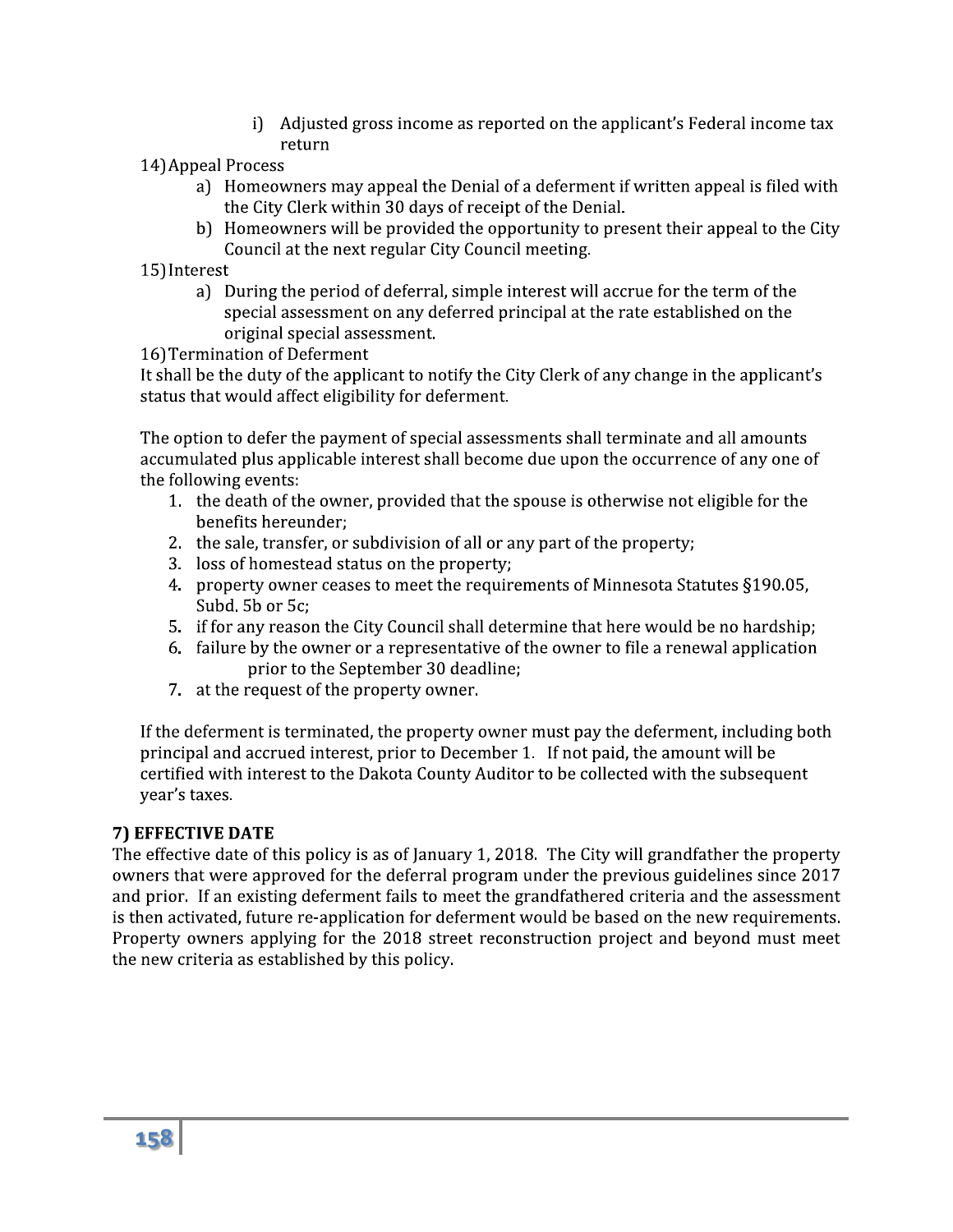i) Adjusted gross income as reported on the applicant's Federal income tax return

14) Appeal Process
   a) Homeowners may appeal the Denial of a deferment if written appeal is filed with the City Clerk within 30 days of receipt of the Denial.
   b) Homeowners will be provided the opportunity to present their appeal to the City Council at the next regular City Council meeting.

15) Interest
   a) During the period of deferral, simple interest will accrue for the term of the special assessment on any deferred principal at the rate established on the original special assessment.

16) Termination of Deferment

It shall be the duty of the applicant to notify the City Clerk of any change in the applicant's status that would affect eligibility for deferment.

The option to defer the payment of special assessments shall terminate and all amounts accumulated plus applicable interest shall become due upon the occurrence of any one of the following events:

1. the death of the owner, provided that the spouse is otherwise not eligible for the benefits hereunder;
2. the sale, transfer, or subdivision of all or any part of the property;
3. loss of homestead status on the property;
4. property owner ceases to meet the requirements of Minnesota Statutes §190.05, Subd. 5b or 5c;
5. if for any reason the City Council shall determine that here would be no hardship;
6. failure by the owner or a representative of the owner to file a renewal application prior to the September 30 deadline;
7. at the request of the property owner.

If the deferment is terminated, the property owner must pay the deferment, including both principal and accrued interest, prior to December 1. If not paid, the amount will be certified with interest to the Dakota County Auditor to be collected with the subsequent year's taxes.

**7) EFFECTIVE DATE**

The effective date of this policy is as of January 1, 2018. The City will grandfather the property owners that were approved for the deferral program under the previous guidelines since 2017 and prior. If an existing deferment fails to meet the grandfathered criteria and the assessment is then activated, future re-application for deferment would be based on the new requirements. Property owners applying for the 2018 street reconstruction project and beyond must meet the new criteria as established by this policy.